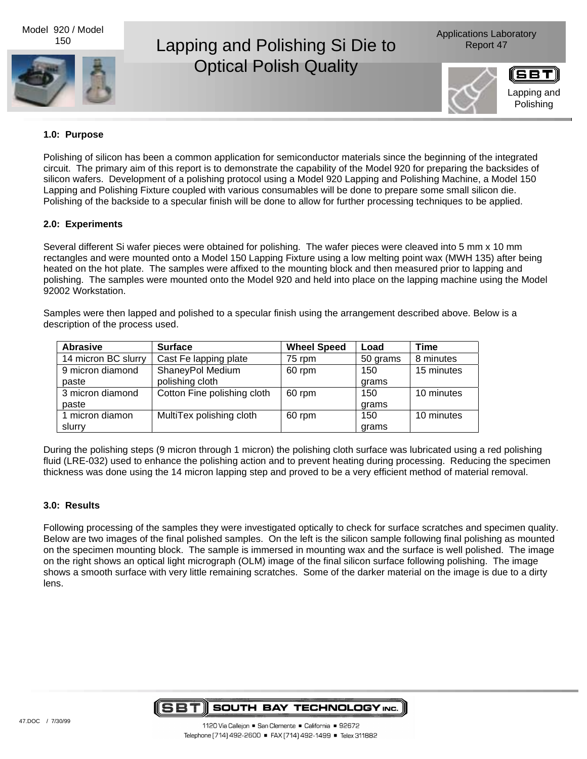Model 920 / Model 150

# Lapping and Polishing Si Die to Optical Polish Quality

Applications Laboratory Report 47

Lapping and Polishing

### 1.0: Purpose

Polishing of silicon has been a common application for semiconductor materials since the beginning of the integrated circuit. The primary aim of this report is to demonstrate the capability of the Model 920 for preparing the backsides of silicon wafers. Development of a polishing protocol using a Model 920 Lapping and Polishing Machine, a Model 150 Lapping and Polishing Fixture coupled with various consumables will be done to prepare some small silicon die. Polishing of the backside to a specular finish will be done to allow for further processing techniques to be applied.

### 2.0: Experiments

Several different Si wafer pieces were obtained for polishing. The wafer pieces were cleaved into 5 mm x 10 mm rectangles and were mounted onto a Model 150 Lapping Fixture using a low melting point wax (MWH 135) after being heated on the hot plate. The samples were affixed to the mounting block and then measured prior to lapping and polishing. The samples were mounted onto the Model 920 and held into place on the lapping machine using the Model 92002 Workstation.

Samples were then lapped and polished to a specular finish using the arrangement described above. Below is a description of the process used.

| Abrasive | Surface | Wheel Speed | Load | Time |
|---|---|---|---|---|
| 14 micron BC slurry | Cast Fe lapping plate | 75 rpm | 50 grams | 8 minutes |
| 9 micron diamond paste | ShaneyPol Medium polishing cloth | 60 rpm | 150 grams | 15 minutes |
| 3 micron diamond paste | Cotton Fine polishing cloth | 60 rpm | 150 grams | 10 minutes |
| 1 micron diamon slurry | MultiTex polishing cloth | 60 rpm | 150 grams | 10 minutes |

During the polishing steps (9 micron through 1 micron) the polishing cloth surface was lubricated using a red polishing fluid (LRE-032) used to enhance the polishing action and to prevent heating during processing. Reducing the specimen thickness was done using the 14 micron lapping step and proved to be a very efficient method of material removal.

### 3.0: Results

Following processing of the samples they were investigated optically to check for surface scratches and specimen quality. Below are two images of the final polished samples. On the left is the silicon sample following final polishing as mounted on the specimen mounting block. The sample is immersed in mounting wax and the surface is well polished. The image on the right shows an optical light micrograph (OLM) image of the final silicon surface following polishing. The image shows a smooth surface with very little remaining scratches. Some of the darker material on the image is due to a dirty lens.

47.DOC / 7/30/99

SOUTH BAY TECHNOLOGY INC.

1120 Via Callejon ▪ San Clemente ▪ California ▪ 92672

Telephone [714] 492-2600 ▪ FAX [714] 492-1499 ▪ Telex 311882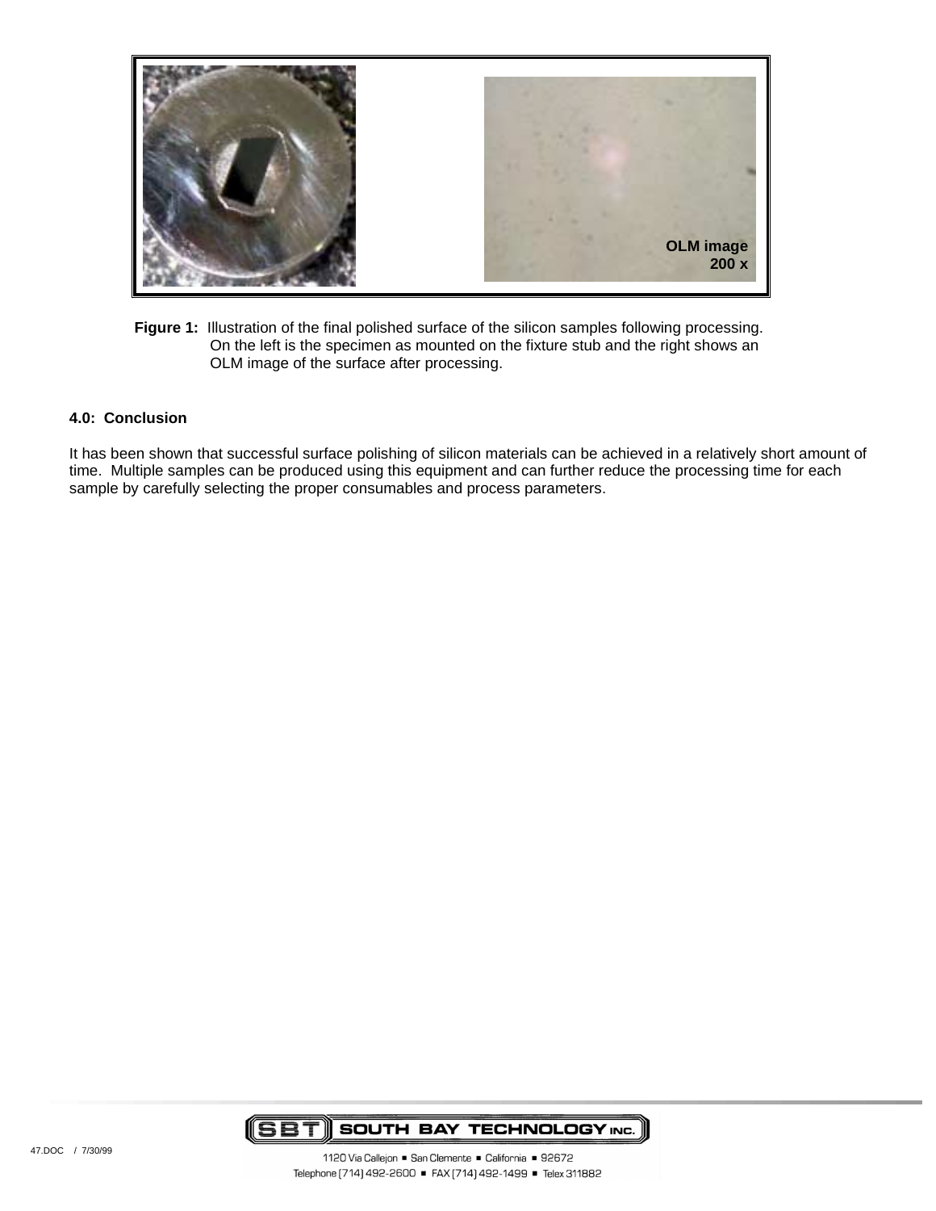OLM image
200 x

**Figure 1:** Illustration of the final polished surface of the silicon samples following processing. On the left is the specimen as mounted on the fixture stub and the right shows an OLM image of the surface after processing.

## 4.0: Conclusion

It has been shown that successful surface polishing of silicon materials can be achieved in a relatively short amount of time. Multiple samples can be produced using this equipment and can further reduce the processing time for each sample by carefully selecting the proper consumables and process parameters.

47.DOC / 7/30/99

SBT SOUTH BAY TECHNOLOGY INC.

1120 Via Callejon ■ San Clemente ■ California ■ 92672
Telephone [714] 492-2600 ■ FAX [714] 492-1499 ■ Telex 311882